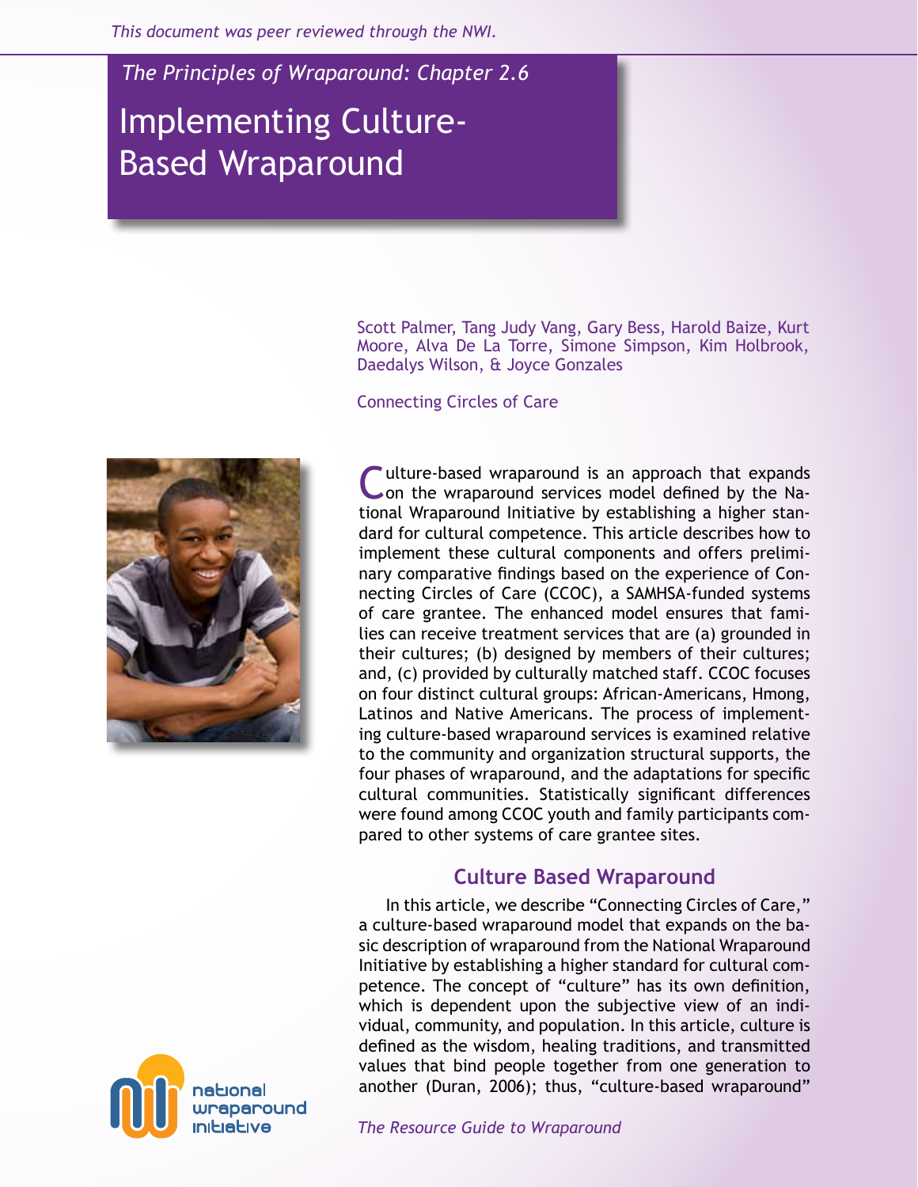*This document was peer reviewed through the NWI.*

*The Principles of Wraparound: Chapter 2.6*

# Implementing Culture-Based Wraparound

Scott Palmer, Tang Judy Vang, Gary Bess, Harold Baize, Kurt Moore, Alva De La Torre, Simone Simpson, Kim Holbrook, Daedalys Wilson, & Joyce Gonzales

Connecting Circles of Care

Culture-based wraparound is an approach that expands on the wraparound services model defined by the National Wraparound Initiative by establishing a higher standard for cultural competence. This article describes how to implement these cultural components and offers preliminary comparative findings based on the experience of Connecting Circles of Care (CCOC), a SAMHSA-funded systems of care grantee. The enhanced model ensures that families can receive treatment services that are (a) grounded in their cultures; (b) designed by members of their cultures; and, (c) provided by culturally matched staff. CCOC focuses on four distinct cultural groups: African-Americans, Hmong, Latinos and Native Americans. The process of implementing culture-based wraparound services is examined relative to the community and organization structural supports, the four phases of wraparound, and the adaptations for specific cultural communities. Statistically significant differences were found among CCOC youth and family participants compared to other systems of care grantee sites.

## Culture Based Wraparound

In this article, we describe "Connecting Circles of Care," a culture-based wraparound model that expands on the basic description of wraparound from the National Wraparound Initiative by establishing a higher standard for cultural competence. The concept of "culture" has its own definition, which is dependent upon the subjective view of an individual, community, and population. In this article, culture is defined as the wisdom, healing traditions, and transmitted values that bind people together from one generation to another (Duran, 2006); thus, "culture-based wraparound"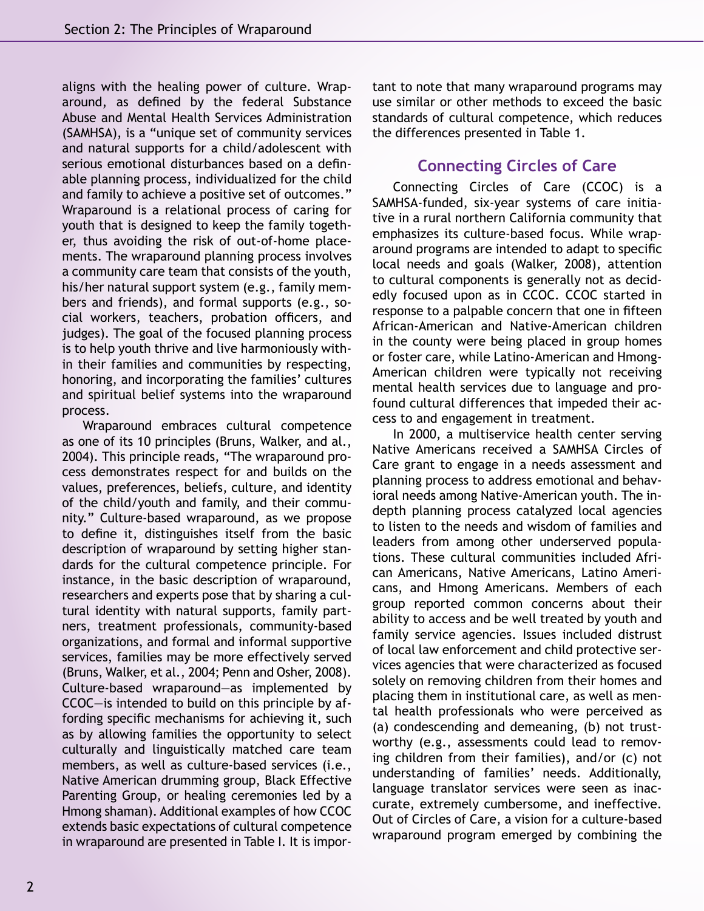aligns with the healing power of culture. Wraparound, as defined by the federal Substance Abuse and Mental Health Services Administration (SAMHSA), is a "unique set of community services and natural supports for a child/adolescent with serious emotional disturbances based on a definable planning process, individualized for the child and family to achieve a positive set of outcomes." Wraparound is a relational process of caring for youth that is designed to keep the family together, thus avoiding the risk of out-of-home placements. The wraparound planning process involves a community care team that consists of the youth, his/her natural support system (e.g., family members and friends), and formal supports (e.g., social workers, teachers, probation officers, and judges). The goal of the focused planning process is to help youth thrive and live harmoniously within their families and communities by respecting, honoring, and incorporating the families' cultures and spiritual belief systems into the wraparound process.

Wraparound embraces cultural competence as one of its 10 principles (Bruns, Walker, and al., 2004). This principle reads, "The wraparound process demonstrates respect for and builds on the values, preferences, beliefs, culture, and identity of the child/youth and family, and their community." Culture-based wraparound, as we propose to define it, distinguishes itself from the basic description of wraparound by setting higher standards for the cultural competence principle. For instance, in the basic description of wraparound, researchers and experts pose that by sharing a cultural identity with natural supports, family partners, treatment professionals, community-based organizations, and formal and informal supportive services, families may be more effectively served (Bruns, Walker, et al., 2004; Penn and Osher, 2008). Culture-based wraparound—as implemented by CCOC—is intended to build on this principle by affording specific mechanisms for achieving it, such as by allowing families the opportunity to select culturally and linguistically matched care team members, as well as culture-based services (i.e., Native American drumming group, Black Effective Parenting Group, or healing ceremonies led by a Hmong shaman). Additional examples of how CCOC extends basic expectations of cultural competence in wraparound are presented in Table I. It is important to note that many wraparound programs may use similar or other methods to exceed the basic standards of cultural competence, which reduces the differences presented in Table 1.

## Connecting Circles of Care

Connecting Circles of Care (CCOC) is a SAMHSA-funded, six-year systems of care initiative in a rural northern California community that emphasizes its culture-based focus. While wraparound programs are intended to adapt to specific local needs and goals (Walker, 2008), attention to cultural components is generally not as decidedly focused upon as in CCOC. CCOC started in response to a palpable concern that one in fifteen African-American and Native-American children in the county were being placed in group homes or foster care, while Latino-American and Hmong-American children were typically not receiving mental health services due to language and profound cultural differences that impeded their access to and engagement in treatment.

In 2000, a multiservice health center serving Native Americans received a SAMHSA Circles of Care grant to engage in a needs assessment and planning process to address emotional and behavioral needs among Native-American youth. The in-depth planning process catalyzed local agencies to listen to the needs and wisdom of families and leaders from among other underserved populations. These cultural communities included African Americans, Native Americans, Latino Americans, and Hmong Americans. Members of each group reported common concerns about their ability to access and be well treated by youth and family service agencies. Issues included distrust of local law enforcement and child protective services agencies that were characterized as focused solely on removing children from their homes and placing them in institutional care, as well as mental health professionals who were perceived as (a) condescending and demeaning, (b) not trustworthy (e.g., assessments could lead to removing children from their families), and/or (c) not understanding of families' needs. Additionally, language translator services were seen as inaccurate, extremely cumbersome, and ineffective. Out of Circles of Care, a vision for a culture-based wraparound program emerged by combining the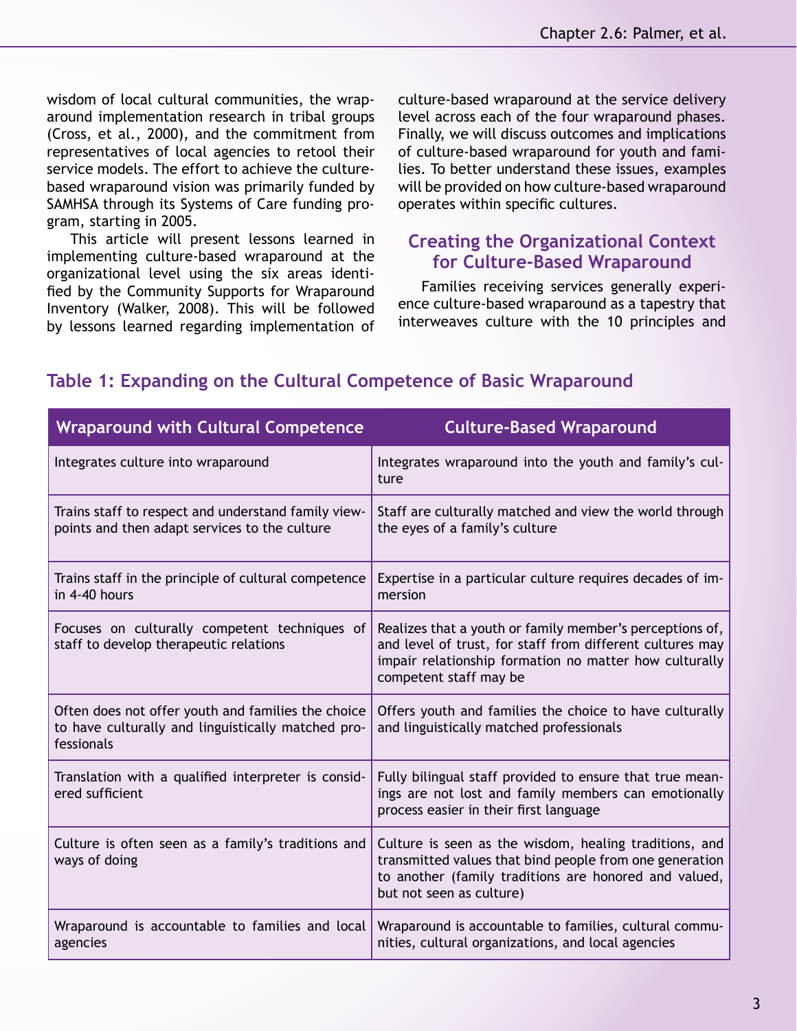wisdom of local cultural communities, the wraparound implementation research in tribal groups (Cross, et al., 2000), and the commitment from representatives of local agencies to retool their service models. The effort to achieve the culture-based wraparound vision was primarily funded by SAMHSA through its Systems of Care funding program, starting in 2005.

This article will present lessons learned in implementing culture-based wraparound at the organizational level using the six areas identified by the Community Supports for Wraparound Inventory (Walker, 2008). This will be followed by lessons learned regarding implementation of culture-based wraparound at the service delivery level across each of the four wraparound phases. Finally, we will discuss outcomes and implications of culture-based wraparound for youth and families. To better understand these issues, examples will be provided on how culture-based wraparound operates within specific cultures.

## Creating the Organizational Context for Culture-Based Wraparound

Families receiving services generally experience culture-based wraparound as a tapestry that interweaves culture with the 10 principles and

### Table 1: Expanding on the Cultural Competence of Basic Wraparound

| Wraparound with Cultural Competence | Culture-Based Wraparound |
|---|---|
| Integrates culture into wraparound | Integrates wraparound into the youth and family's culture |
| Trains staff to respect and understand family viewpoints and then adapt services to the culture | Staff are culturally matched and view the world through the eyes of a family's culture |
| Trains staff in the principle of cultural competence in 4-40 hours | Expertise in a particular culture requires decades of immersion |
| Focuses on culturally competent techniques of staff to develop therapeutic relations | Realizes that a youth or family member's perceptions of, and level of trust, for staff from different cultures may impair relationship formation no matter how culturally competent staff may be |
| Often does not offer youth and families the choice to have culturally and linguistically matched professionals | Offers youth and families the choice to have culturally and linguistically matched professionals |
| Translation with a qualified interpreter is considered sufficient | Fully bilingual staff provided to ensure that true meanings are not lost and family members can emotionally process easier in their first language |
| Culture is often seen as a family's traditions and ways of doing | Culture is seen as the wisdom, healing traditions, and transmitted values that bind people from one generation to another (family traditions are honored and valued, but not seen as culture) |
| Wraparound is accountable to families and local agencies | Wraparound is accountable to families, cultural communities, cultural organizations, and local agencies |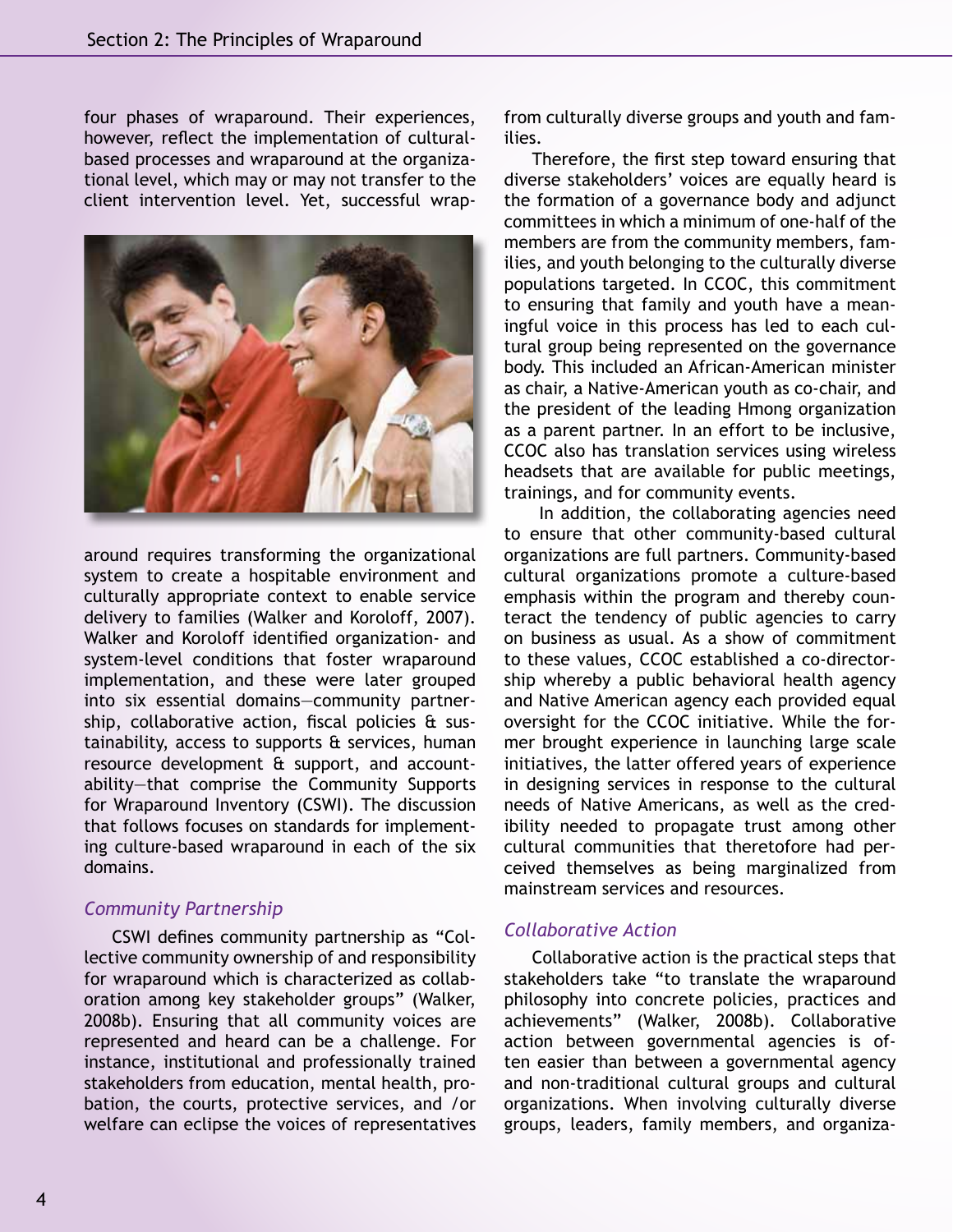four phases of wraparound. Their experiences, however, reflect the implementation of cultural-based processes and wraparound at the organizational level, which may or may not transfer to the client intervention level. Yet, successful wraparound requires transforming the organizational system to create a hospitable environment and culturally appropriate context to enable service delivery to families (Walker and Koroloff, 2007). Walker and Koroloff identified organization- and system-level conditions that foster wraparound implementation, and these were later grouped into six essential domains—community partnership, collaborative action, fiscal policies & sustainability, access to supports & services, human resource development & support, and accountability—that comprise the Community Supports for Wraparound Inventory (CSWI). The discussion that follows focuses on standards for implementing culture-based wraparound in each of the six domains.

### *Community Partnership*

CSWI defines community partnership as "Collective community ownership of and responsibility for wraparound which is characterized as collaboration among key stakeholder groups" (Walker, 2008b). Ensuring that all community voices are represented and heard can be a challenge. For instance, institutional and professionally trained stakeholders from education, mental health, probation, the courts, protective services, and /or welfare can eclipse the voices of representatives from culturally diverse groups and youth and families.

Therefore, the first step toward ensuring that diverse stakeholders' voices are equally heard is the formation of a governance body and adjunct committees in which a minimum of one-half of the members are from the community members, families, and youth belonging to the culturally diverse populations targeted. In CCOC, this commitment to ensuring that family and youth have a meaningful voice in this process has led to each cultural group being represented on the governance body. This included an African-American minister as chair, a Native-American youth as co-chair, and the president of the leading Hmong organization as a parent partner. In an effort to be inclusive, CCOC also has translation services using wireless headsets that are available for public meetings, trainings, and for community events.

In addition, the collaborating agencies need to ensure that other community-based cultural organizations are full partners. Community-based cultural organizations promote a culture-based emphasis within the program and thereby counteract the tendency of public agencies to carry on business as usual. As a show of commitment to these values, CCOC established a co-directorship whereby a public behavioral health agency and Native American agency each provided equal oversight for the CCOC initiative. While the former brought experience in launching large scale initiatives, the latter offered years of experience in designing services in response to the cultural needs of Native Americans, as well as the credibility needed to propagate trust among other cultural communities that theretofore had perceived themselves as being marginalized from mainstream services and resources.

### *Collaborative Action*

Collaborative action is the practical steps that stakeholders take "to translate the wraparound philosophy into concrete policies, practices and achievements" (Walker, 2008b). Collaborative action between governmental agencies is often easier than between a governmental agency and non-traditional cultural groups and cultural organizations. When involving culturally diverse groups, leaders, family members, and organiza-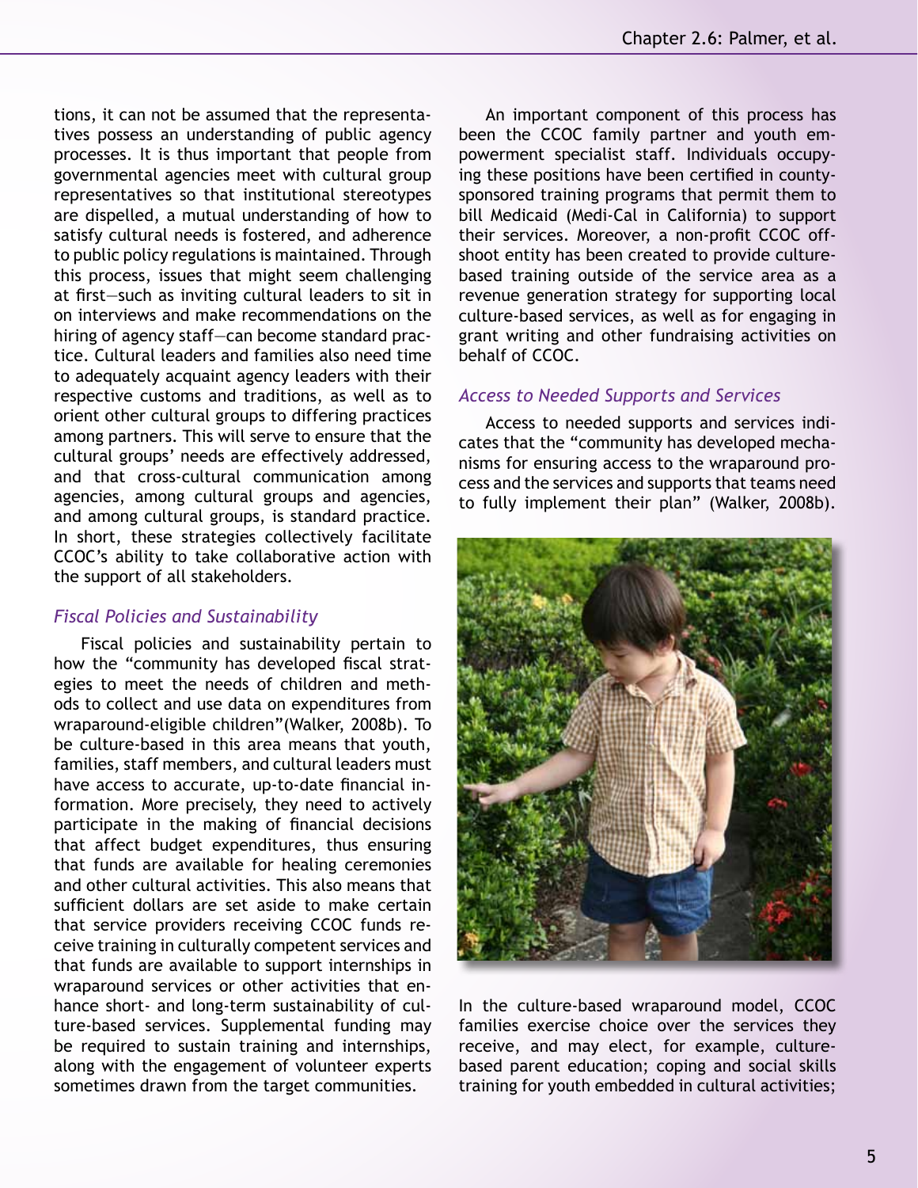tions, it can not be assumed that the representatives possess an understanding of public agency processes. It is thus important that people from governmental agencies meet with cultural group representatives so that institutional stereotypes are dispelled, a mutual understanding of how to satisfy cultural needs is fostered, and adherence to public policy regulations is maintained. Through this process, issues that might seem challenging at first—such as inviting cultural leaders to sit in on interviews and make recommendations on the hiring of agency staff—can become standard practice. Cultural leaders and families also need time to adequately acquaint agency leaders with their respective customs and traditions, as well as to orient other cultural groups to differing practices among partners. This will serve to ensure that the cultural groups' needs are effectively addressed, and that cross-cultural communication among agencies, among cultural groups and agencies, and among cultural groups, is standard practice. In short, these strategies collectively facilitate CCOC's ability to take collaborative action with the support of all stakeholders.

### *Fiscal Policies and Sustainability*

Fiscal policies and sustainability pertain to how the "community has developed fiscal strategies to meet the needs of children and methods to collect and use data on expenditures from wraparound-eligible children"(Walker, 2008b). To be culture-based in this area means that youth, families, staff members, and cultural leaders must have access to accurate, up-to-date financial information. More precisely, they need to actively participate in the making of financial decisions that affect budget expenditures, thus ensuring that funds are available for healing ceremonies and other cultural activities. This also means that sufficient dollars are set aside to make certain that service providers receiving CCOC funds receive training in culturally competent services and that funds are available to support internships in wraparound services or other activities that enhance short- and long-term sustainability of culture-based services. Supplemental funding may be required to sustain training and internships, along with the engagement of volunteer experts sometimes drawn from the target communities.

An important component of this process has been the CCOC family partner and youth empowerment specialist staff. Individuals occupying these positions have been certified in county-sponsored training programs that permit them to bill Medicaid (Medi-Cal in California) to support their services. Moreover, a non-profit CCOC offshoot entity has been created to provide culture-based training outside of the service area as a revenue generation strategy for supporting local culture-based services, as well as for engaging in grant writing and other fundraising activities on behalf of CCOC.

### *Access to Needed Supports and Services*

Access to needed supports and services indicates that the "community has developed mechanisms for ensuring access to the wraparound process and the services and supports that teams need to fully implement their plan" (Walker, 2008b). In the culture-based wraparound model, CCOC families exercise choice over the services they receive, and may elect, for example, culture-based parent education; coping and social skills training for youth embedded in cultural activities;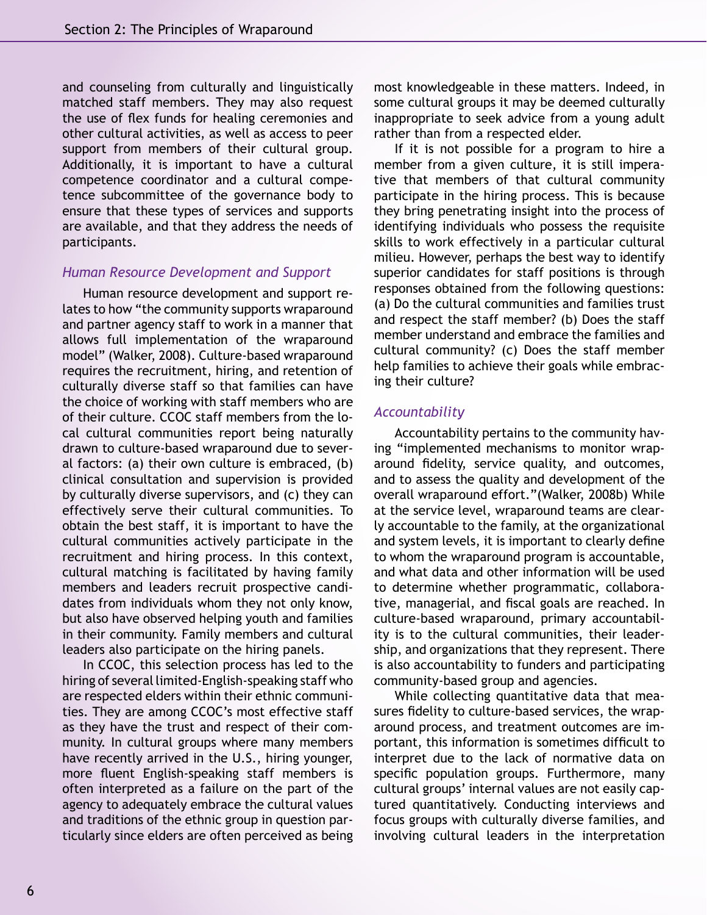and counseling from culturally and linguistically matched staff members. They may also request the use of flex funds for healing ceremonies and other cultural activities, as well as access to peer support from members of their cultural group. Additionally, it is important to have a cultural competence coordinator and a cultural competence subcommittee of the governance body to ensure that these types of services and supports are available, and that they address the needs of participants.

### *Human Resource Development and Support*

Human resource development and support relates to how "the community supports wraparound and partner agency staff to work in a manner that allows full implementation of the wraparound model" (Walker, 2008). Culture-based wraparound requires the recruitment, hiring, and retention of culturally diverse staff so that families can have the choice of working with staff members who are of their culture. CCOC staff members from the local cultural communities report being naturally drawn to culture-based wraparound due to several factors: (a) their own culture is embraced, (b) clinical consultation and supervision is provided by culturally diverse supervisors, and (c) they can effectively serve their cultural communities. To obtain the best staff, it is important to have the cultural communities actively participate in the recruitment and hiring process. In this context, cultural matching is facilitated by having family members and leaders recruit prospective candidates from individuals whom they not only know, but also have observed helping youth and families in their community. Family members and cultural leaders also participate on the hiring panels.

In CCOC, this selection process has led to the hiring of several limited-English-speaking staff who are respected elders within their ethnic communities. They are among CCOC's most effective staff as they have the trust and respect of their community. In cultural groups where many members have recently arrived in the U.S., hiring younger, more fluent English-speaking staff members is often interpreted as a failure on the part of the agency to adequately embrace the cultural values and traditions of the ethnic group in question particularly since elders are often perceived as being most knowledgeable in these matters. Indeed, in some cultural groups it may be deemed culturally inappropriate to seek advice from a young adult rather than from a respected elder.

If it is not possible for a program to hire a member from a given culture, it is still imperative that members of that cultural community participate in the hiring process. This is because they bring penetrating insight into the process of identifying individuals who possess the requisite skills to work effectively in a particular cultural milieu. However, perhaps the best way to identify superior candidates for staff positions is through responses obtained from the following questions: (a) Do the cultural communities and families trust and respect the staff member? (b) Does the staff member understand and embrace the families and cultural community? (c) Does the staff member help families to achieve their goals while embracing their culture?

### *Accountability*

Accountability pertains to the community having "implemented mechanisms to monitor wraparound fidelity, service quality, and outcomes, and to assess the quality and development of the overall wraparound effort."(Walker, 2008b) While at the service level, wraparound teams are clearly accountable to the family, at the organizational and system levels, it is important to clearly define to whom the wraparound program is accountable, and what data and other information will be used to determine whether programmatic, collaborative, managerial, and fiscal goals are reached. In culture-based wraparound, primary accountability is to the cultural communities, their leadership, and organizations that they represent. There is also accountability to funders and participating community-based group and agencies.

While collecting quantitative data that measures fidelity to culture-based services, the wraparound process, and treatment outcomes are important, this information is sometimes difficult to interpret due to the lack of normative data on specific population groups. Furthermore, many cultural groups' internal values are not easily captured quantitatively. Conducting interviews and focus groups with culturally diverse families, and involving cultural leaders in the interpretation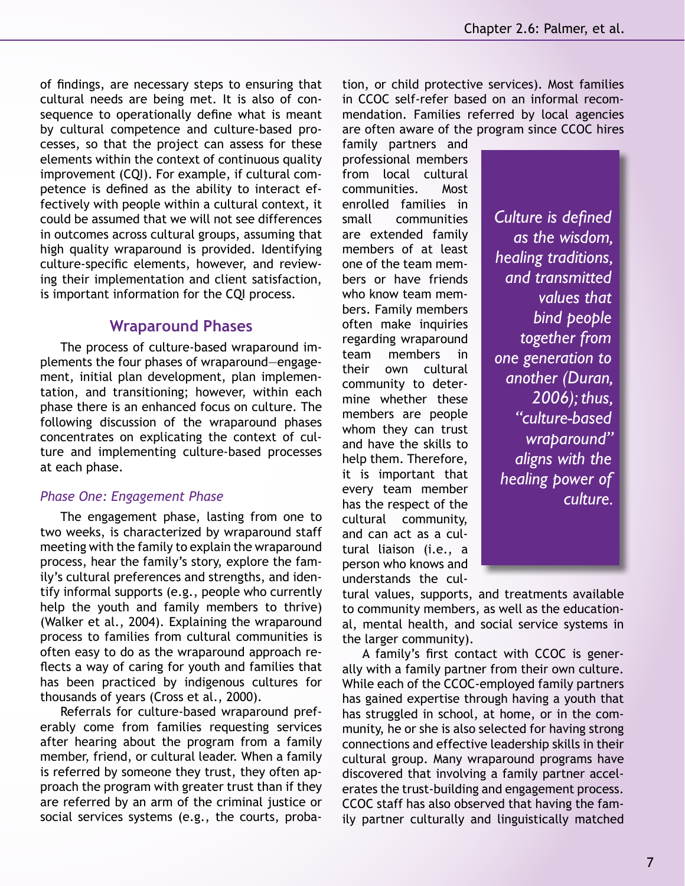of findings, are necessary steps to ensuring that cultural needs are being met. It is also of consequence to operationally define what is meant by cultural competence and culture-based processes, so that the project can assess for these elements within the context of continuous quality improvement (CQI). For example, if cultural competence is defined as the ability to interact effectively with people within a cultural context, it could be assumed that we will not see differences in outcomes across cultural groups, assuming that high quality wraparound is provided. Identifying culture-specific elements, however, and reviewing their implementation and client satisfaction, is important information for the CQI process.

## Wraparound Phases

The process of culture-based wraparound implements the four phases of wraparound—engagement, initial plan development, plan implementation, and transitioning; however, within each phase there is an enhanced focus on culture. The following discussion of the wraparound phases concentrates on explicating the context of culture and implementing culture-based processes at each phase.

### *Phase One: Engagement Phase*

The engagement phase, lasting from one to two weeks, is characterized by wraparound staff meeting with the family to explain the wraparound process, hear the family's story, explore the family's cultural preferences and strengths, and identify informal supports (e.g., people who currently help the youth and family members to thrive) (Walker et al., 2004). Explaining the wraparound process to families from cultural communities is often easy to do as the wraparound approach reflects a way of caring for youth and families that has been practiced by indigenous cultures for thousands of years (Cross et al., 2000).

Referrals for culture-based wraparound preferably come from families requesting services after hearing about the program from a family member, friend, or cultural leader. When a family is referred by someone they trust, they often approach the program with greater trust than if they are referred by an arm of the criminal justice or social services systems (e.g., the courts, probation, or child protective services). Most families in CCOC self-refer based on an informal recommendation. Families referred by local agencies are often aware of the program since CCOC hires family partners and professional members from local cultural communities. Most enrolled families in small communities are extended family members of at least one of the team members or have friends who know team members. Family members often make inquiries regarding wraparound team members in their own cultural community to determine whether these members are people whom they can trust and have the skills to help them. Therefore, it is important that every team member has the respect of the cultural community, and can act as a cultural liaison (i.e., a person who knows and understands the cultural values, supports, and treatments available to community members, as well as the educational, mental health, and social service systems in the larger community).

> *Culture is defined as the wisdom, healing traditions, and transmitted values that bind people together from one generation to another (Duran, 2006); thus, "culture-based wraparound" aligns with the healing power of culture.*

A family's first contact with CCOC is generally with a family partner from their own culture. While each of the CCOC-employed family partners has gained expertise through having a youth that has struggled in school, at home, or in the community, he or she is also selected for having strong connections and effective leadership skills in their cultural group. Many wraparound programs have discovered that involving a family partner accelerates the trust-building and engagement process. CCOC staff has also observed that having the family partner culturally and linguistically matched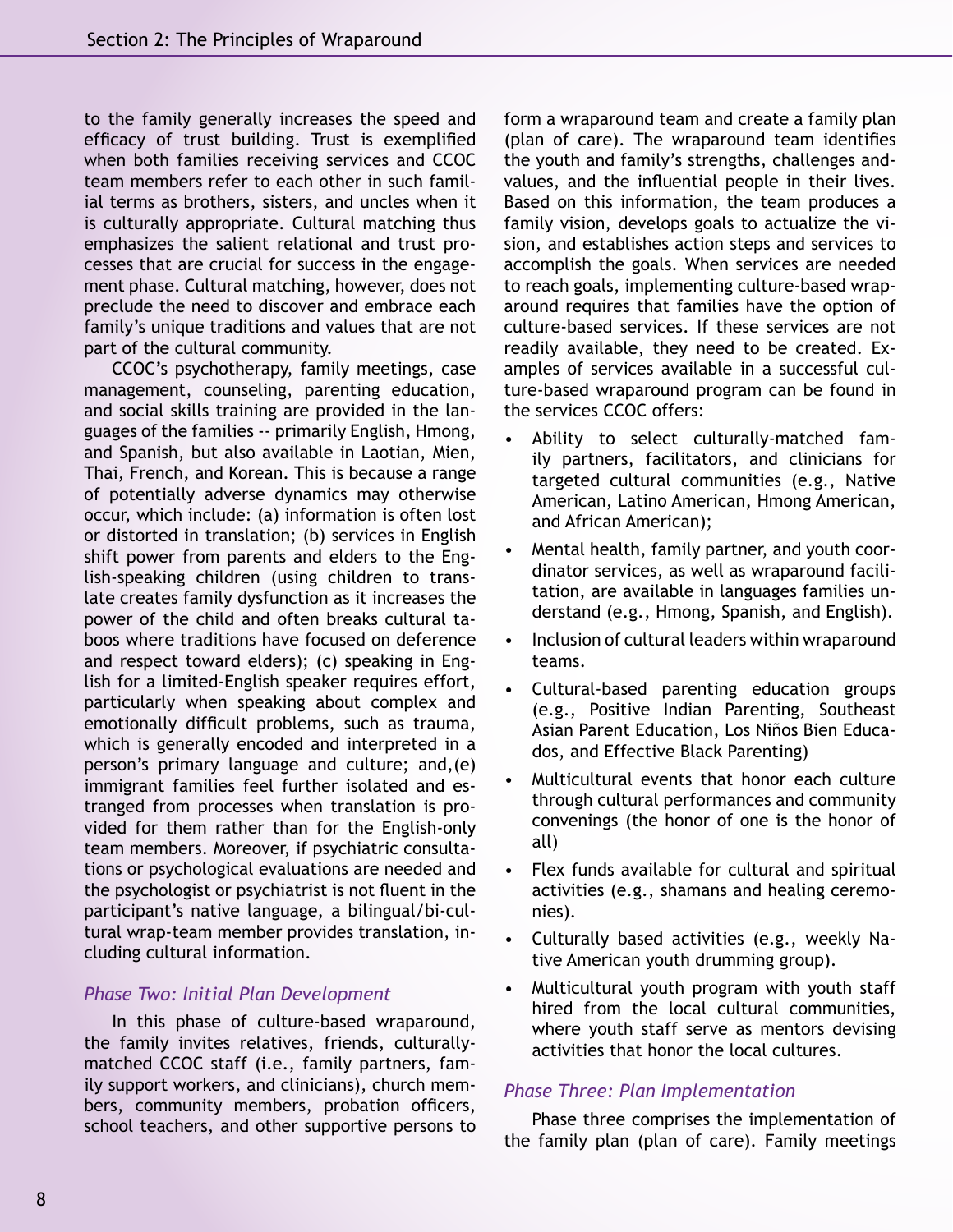to the family generally increases the speed and efficacy of trust building. Trust is exemplified when both families receiving services and CCOC team members refer to each other in such familial terms as brothers, sisters, and uncles when it is culturally appropriate. Cultural matching thus emphasizes the salient relational and trust processes that are crucial for success in the engagement phase. Cultural matching, however, does not preclude the need to discover and embrace each family's unique traditions and values that are not part of the cultural community.

CCOC's psychotherapy, family meetings, case management, counseling, parenting education, and social skills training are provided in the languages of the families -- primarily English, Hmong, and Spanish, but also available in Laotian, Mien, Thai, French, and Korean. This is because a range of potentially adverse dynamics may otherwise occur, which include: (a) information is often lost or distorted in translation; (b) services in English shift power from parents and elders to the English-speaking children (using children to translate creates family dysfunction as it increases the power of the child and often breaks cultural taboos where traditions have focused on deference and respect toward elders); (c) speaking in English for a limited-English speaker requires effort, particularly when speaking about complex and emotionally difficult problems, such as trauma, which is generally encoded and interpreted in a person's primary language and culture; and,(e) immigrant families feel further isolated and estranged from processes when translation is provided for them rather than for the English-only team members. Moreover, if psychiatric consultations or psychological evaluations are needed and the psychologist or psychiatrist is not fluent in the participant's native language, a bilingual/bi-cultural wrap-team member provides translation, including cultural information.

### *Phase Two: Initial Plan Development*

In this phase of culture-based wraparound, the family invites relatives, friends, culturally-matched CCOC staff (i.e., family partners, family support workers, and clinicians), church members, community members, probation officers, school teachers, and other supportive persons to form a wraparound team and create a family plan (plan of care). The wraparound team identifies the youth and family's strengths, challenges and values, and the influential people in their lives. Based on this information, the team produces a family vision, develops goals to actualize the vision, and establishes action steps and services to accomplish the goals. When services are needed to reach goals, implementing culture-based wraparound requires that families have the option of culture-based services. If these services are not readily available, they need to be created. Examples of services available in a successful culture-based wraparound program can be found in the services CCOC offers:

- Ability to select culturally-matched family partners, facilitators, and clinicians for targeted cultural communities (e.g., Native American, Latino American, Hmong American, and African American);
- Mental health, family partner, and youth coordinator services, as well as wraparound facilitation, are available in languages families understand (e.g., Hmong, Spanish, and English).
- Inclusion of cultural leaders within wraparound teams.
- Cultural-based parenting education groups (e.g., Positive Indian Parenting, Southeast Asian Parent Education, Los Niños Bien Educados, and Effective Black Parenting)
- Multicultural events that honor each culture through cultural performances and community convenings (the honor of one is the honor of all)
- Flex funds available for cultural and spiritual activities (e.g., shamans and healing ceremonies).
- Culturally based activities (e.g., weekly Native American youth drumming group).
- Multicultural youth program with youth staff hired from the local cultural communities, where youth staff serve as mentors devising activities that honor the local cultures.

### *Phase Three: Plan Implementation*

Phase three comprises the implementation of the family plan (plan of care). Family meetings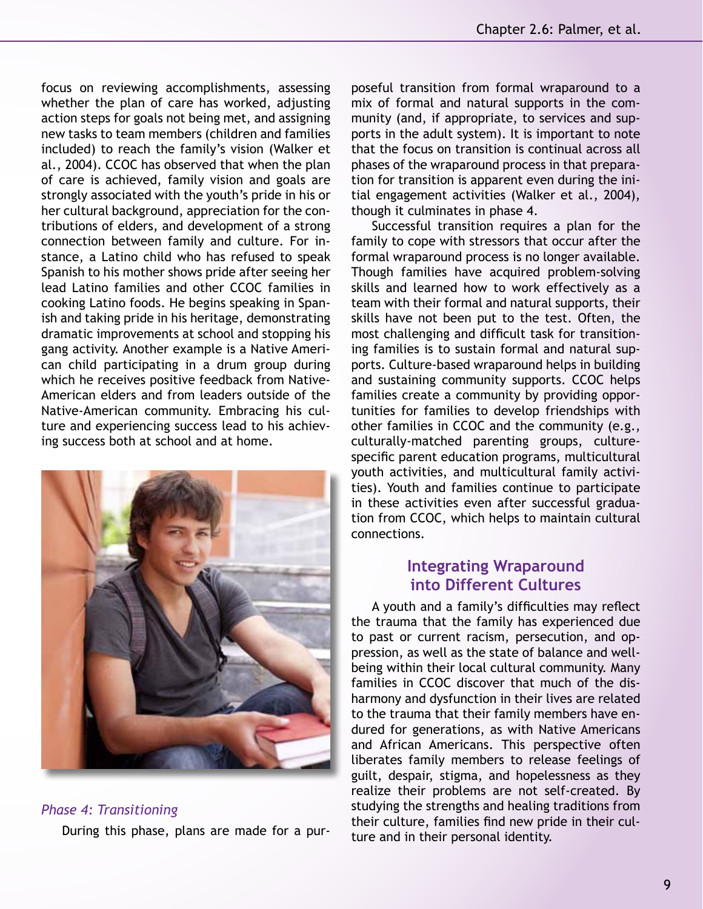focus on reviewing accomplishments, assessing whether the plan of care has worked, adjusting action steps for goals not being met, and assigning new tasks to team members (children and families included) to reach the family's vision (Walker et al., 2004). CCOC has observed that when the plan of care is achieved, family vision and goals are strongly associated with the youth's pride in his or her cultural background, appreciation for the contributions of elders, and development of a strong connection between family and culture. For instance, a Latino child who has refused to speak Spanish to his mother shows pride after seeing her lead Latino families and other CCOC families in cooking Latino foods. He begins speaking in Spanish and taking pride in his heritage, demonstrating dramatic improvements at school and stopping his gang activity. Another example is a Native American child participating in a drum group during which he receives positive feedback from Native-American elders and from leaders outside of the Native-American community. Embracing his culture and experiencing success lead to his achieving success both at school and at home.

*Phase 4: Transitioning*

During this phase, plans are made for a purposeful transition from formal wraparound to a mix of formal and natural supports in the community (and, if appropriate, to services and supports in the adult system). It is important to note that the focus on transition is continual across all phases of the wraparound process in that preparation for transition is apparent even during the initial engagement activities (Walker et al., 2004), though it culminates in phase 4.

Successful transition requires a plan for the family to cope with stressors that occur after the formal wraparound process is no longer available. Though families have acquired problem-solving skills and learned how to work effectively as a team with their formal and natural supports, their skills have not been put to the test. Often, the most challenging and difficult task for transitioning families is to sustain formal and natural supports. Culture-based wraparound helps in building and sustaining community supports. CCOC helps families create a community by providing opportunities for families to develop friendships with other families in CCOC and the community (e.g., culturally-matched parenting groups, culture-specific parent education programs, multicultural youth activities, and multicultural family activities). Youth and families continue to participate in these activities even after successful graduation from CCOC, which helps to maintain cultural connections.

## Integrating Wraparound into Different Cultures

A youth and a family's difficulties may reflect the trauma that the family has experienced due to past or current racism, persecution, and oppression, as well as the state of balance and well-being within their local cultural community. Many families in CCOC discover that much of the disharmony and dysfunction in their lives are related to the trauma that their family members have endured for generations, as with Native Americans and African Americans. This perspective often liberates family members to release feelings of guilt, despair, stigma, and hopelessness as they realize their problems are not self-created. By studying the strengths and healing traditions from their culture, families find new pride in their culture and in their personal identity.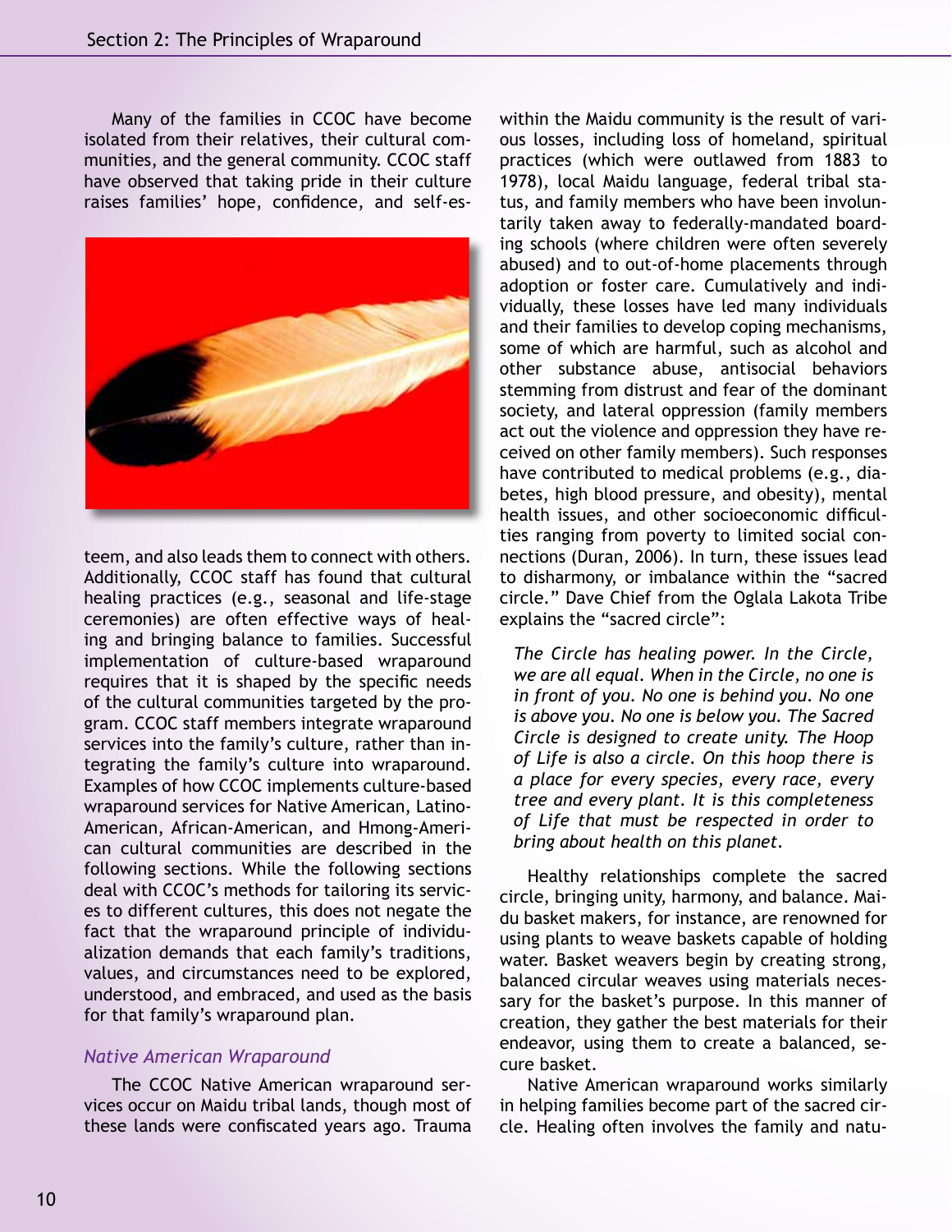Many of the families in CCOC have become isolated from their relatives, their cultural communities, and the general community. CCOC staff have observed that taking pride in their culture raises families' hope, confidence, and self-esteem, and also leads them to connect with others. Additionally, CCOC staff has found that cultural healing practices (e.g., seasonal and life-stage ceremonies) are often effective ways of healing and bringing balance to families. Successful implementation of culture-based wraparound requires that it is shaped by the specific needs of the cultural communities targeted by the program. CCOC staff members integrate wraparound services into the family's culture, rather than integrating the family's culture into wraparound. Examples of how CCOC implements culture-based wraparound services for Native American, Latino-American, African-American, and Hmong-American cultural communities are described in the following sections. While the following sections deal with CCOC's methods for tailoring its services to different cultures, this does not negate the fact that the wraparound principle of individualization demands that each family's traditions, values, and circumstances need to be explored, understood, and embraced, and used as the basis for that family's wraparound plan.

### *Native American Wraparound*

The CCOC Native American wraparound services occur on Maidu tribal lands, though most of these lands were confiscated years ago. Trauma within the Maidu community is the result of various losses, including loss of homeland, spiritual practices (which were outlawed from 1883 to 1978), local Maidu language, federal tribal status, and family members who have been involuntarily taken away to federally-mandated boarding schools (where children were often severely abused) and to out-of-home placements through adoption or foster care. Cumulatively and individually, these losses have led many individuals and their families to develop coping mechanisms, some of which are harmful, such as alcohol and other substance abuse, antisocial behaviors stemming from distrust and fear of the dominant society, and lateral oppression (family members act out the violence and oppression they have received on other family members). Such responses have contributed to medical problems (e.g., diabetes, high blood pressure, and obesity), mental health issues, and other socioeconomic difficulties ranging from poverty to limited social connections (Duran, 2006). In turn, these issues lead to disharmony, or imbalance within the "sacred circle." Dave Chief from the Oglala Lakota Tribe explains the "sacred circle":

> *The Circle has healing power. In the Circle, we are all equal. When in the Circle, no one is in front of you. No one is behind you. No one is above you. No one is below you. The Sacred Circle is designed to create unity. The Hoop of Life is also a circle. On this hoop there is a place for every species, every race, every tree and every plant. It is this completeness of Life that must be respected in order to bring about health on this planet.*

Healthy relationships complete the sacred circle, bringing unity, harmony, and balance. Maidu basket makers, for instance, are renowned for using plants to weave baskets capable of holding water. Basket weavers begin by creating strong, balanced circular weaves using materials necessary for the basket's purpose. In this manner of creation, they gather the best materials for their endeavor, using them to create a balanced, secure basket.

Native American wraparound works similarly in helping families become part of the sacred circle. Healing often involves the family and natu-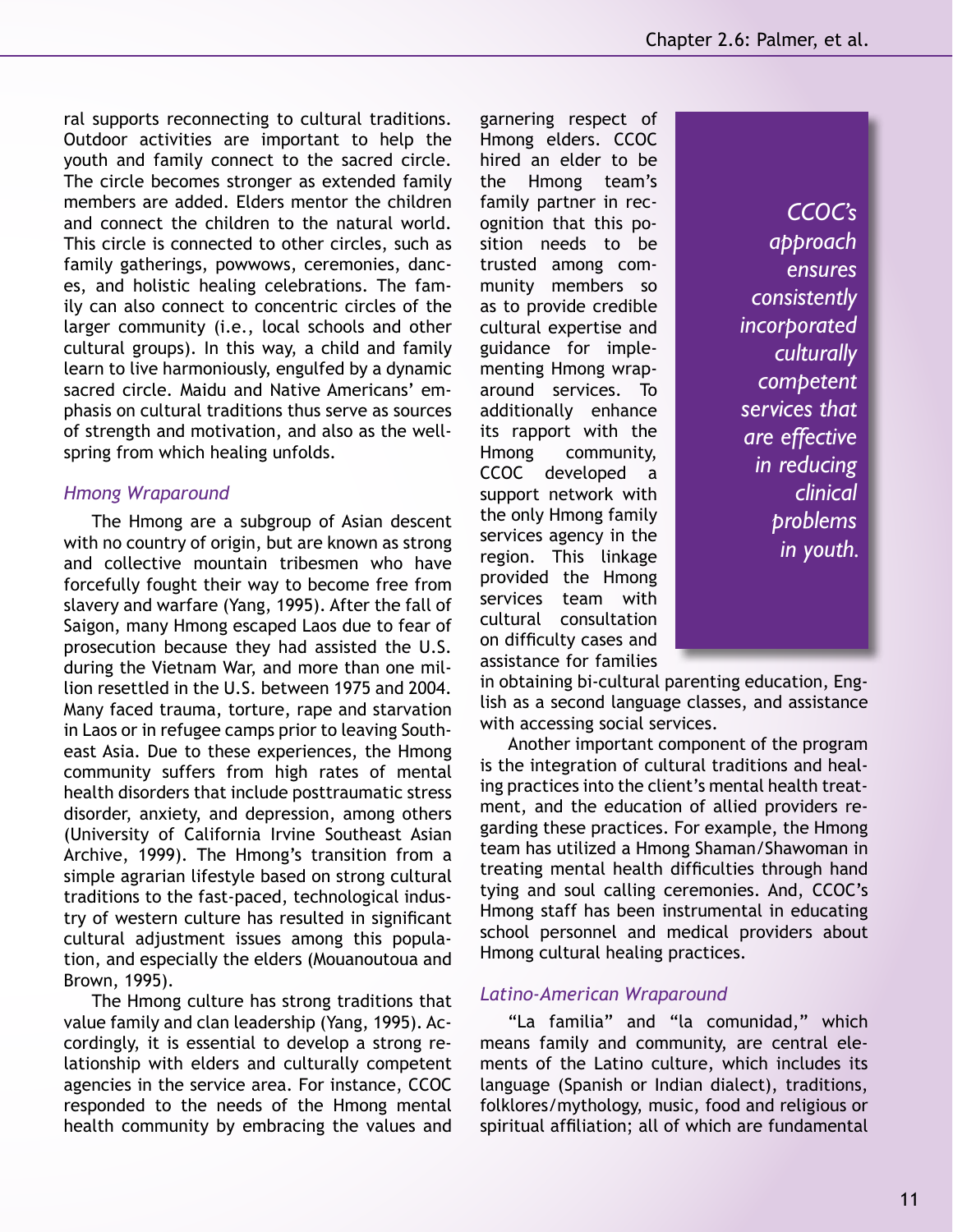ral supports reconnecting to cultural traditions. Outdoor activities are important to help the youth and family connect to the sacred circle. The circle becomes stronger as extended family members are added. Elders mentor the children and connect the children to the natural world. This circle is connected to other circles, such as family gatherings, powwows, ceremonies, dances, and holistic healing celebrations. The family can also connect to concentric circles of the larger community (i.e., local schools and other cultural groups). In this way, a child and family learn to live harmoniously, engulfed by a dynamic sacred circle. Maidu and Native Americans' emphasis on cultural traditions thus serve as sources of strength and motivation, and also as the wellspring from which healing unfolds.

### *Hmong Wraparound*

The Hmong are a subgroup of Asian descent with no country of origin, but are known as strong and collective mountain tribesmen who have forcefully fought their way to become free from slavery and warfare (Yang, 1995). After the fall of Saigon, many Hmong escaped Laos due to fear of prosecution because they had assisted the U.S. during the Vietnam War, and more than one million resettled in the U.S. between 1975 and 2004. Many faced trauma, torture, rape and starvation in Laos or in refugee camps prior to leaving Southeast Asia. Due to these experiences, the Hmong community suffers from high rates of mental health disorders that include posttraumatic stress disorder, anxiety, and depression, among others (University of California Irvine Southeast Asian Archive, 1999). The Hmong's transition from a simple agrarian lifestyle based on strong cultural traditions to the fast-paced, technological industry of western culture has resulted in significant cultural adjustment issues among this population, and especially the elders (Mouanoutoua and Brown, 1995).

The Hmong culture has strong traditions that value family and clan leadership (Yang, 1995). Accordingly, it is essential to develop a strong relationship with elders and culturally competent agencies in the service area. For instance, CCOC responded to the needs of the Hmong mental health community by embracing the values and garnering respect of Hmong elders. CCOC hired an elder to be the Hmong team's family partner in recognition that this position needs to be trusted among community members so as to provide credible cultural expertise and guidance for implementing Hmong wraparound services. To additionally enhance its rapport with the Hmong community, CCOC developed a support network with the only Hmong family services agency in the region. This linkage provided the Hmong services team with cultural consultation on difficulty cases and assistance for families in obtaining bi-cultural parenting education, English as a second language classes, and assistance with accessing social services.

> *CCOC's approach ensures consistently incorporated culturally competent services that are effective in reducing clinical problems in youth.*

Another important component of the program is the integration of cultural traditions and healing practices into the client's mental health treatment, and the education of allied providers regarding these practices. For example, the Hmong team has utilized a Hmong Shaman/Shawoman in treating mental health difficulties through hand tying and soul calling ceremonies. And, CCOC's Hmong staff has been instrumental in educating school personnel and medical providers about Hmong cultural healing practices.

### *Latino-American Wraparound*

"La familia" and "la comunidad," which means family and community, are central elements of the Latino culture, which includes its language (Spanish or Indian dialect), traditions, folklores/mythology, music, food and religious or spiritual affiliation; all of which are fundamental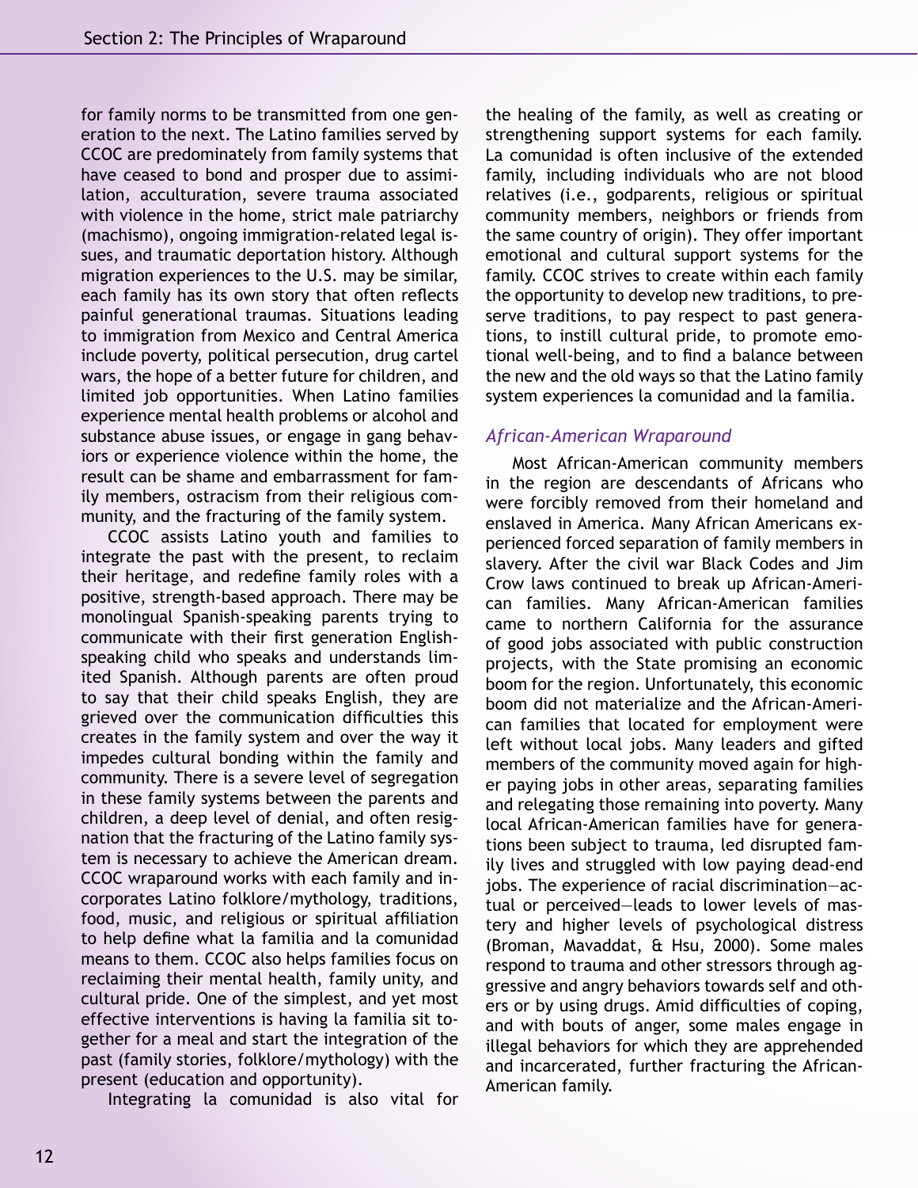for family norms to be transmitted from one generation to the next. The Latino families served by CCOC are predominately from family systems that have ceased to bond and prosper due to assimilation, acculturation, severe trauma associated with violence in the home, strict male patriarchy (machismo), ongoing immigration-related legal issues, and traumatic deportation history. Although migration experiences to the U.S. may be similar, each family has its own story that often reflects painful generational traumas. Situations leading to immigration from Mexico and Central America include poverty, political persecution, drug cartel wars, the hope of a better future for children, and limited job opportunities. When Latino families experience mental health problems or alcohol and substance abuse issues, or engage in gang behaviors or experience violence within the home, the result can be shame and embarrassment for family members, ostracism from their religious community, and the fracturing of the family system.

CCOC assists Latino youth and families to integrate the past with the present, to reclaim their heritage, and redefine family roles with a positive, strength-based approach. There may be monolingual Spanish-speaking parents trying to communicate with their first generation English-speaking child who speaks and understands limited Spanish. Although parents are often proud to say that their child speaks English, they are grieved over the communication difficulties this creates in the family system and over the way it impedes cultural bonding within the family and community. There is a severe level of segregation in these family systems between the parents and children, a deep level of denial, and often resignation that the fracturing of the Latino family system is necessary to achieve the American dream. CCOC wraparound works with each family and incorporates Latino folklore/mythology, traditions, food, music, and religious or spiritual affiliation to help define what la familia and la comunidad means to them. CCOC also helps families focus on reclaiming their mental health, family unity, and cultural pride. One of the simplest, and yet most effective interventions is having la familia sit together for a meal and start the integration of the past (family stories, folklore/mythology) with the present (education and opportunity).

Integrating la comunidad is also vital for the healing of the family, as well as creating or strengthening support systems for each family. La comunidad is often inclusive of the extended family, including individuals who are not blood relatives (i.e., godparents, religious or spiritual community members, neighbors or friends from the same country of origin). They offer important emotional and cultural support systems for the family. CCOC strives to create within each family the opportunity to develop new traditions, to preserve traditions, to pay respect to past generations, to instill cultural pride, to promote emotional well-being, and to find a balance between the new and the old ways so that the Latino family system experiences la comunidad and la familia.

### *African-American Wraparound*

Most African-American community members in the region are descendants of Africans who were forcibly removed from their homeland and enslaved in America. Many African Americans experienced forced separation of family members in slavery. After the civil war Black Codes and Jim Crow laws continued to break up African-American families. Many African-American families came to northern California for the assurance of good jobs associated with public construction projects, with the State promising an economic boom for the region. Unfortunately, this economic boom did not materialize and the African-American families that located for employment were left without local jobs. Many leaders and gifted members of the community moved again for higher paying jobs in other areas, separating families and relegating those remaining into poverty. Many local African-American families have for generations been subject to trauma, led disrupted family lives and struggled with low paying dead-end jobs. The experience of racial discrimination—actual or perceived—leads to lower levels of mastery and higher levels of psychological distress (Broman, Mavaddat, & Hsu, 2000). Some males respond to trauma and other stressors through aggressive and angry behaviors towards self and others or by using drugs. Amid difficulties of coping, and with bouts of anger, some males engage in illegal behaviors for which they are apprehended and incarcerated, further fracturing the African-American family.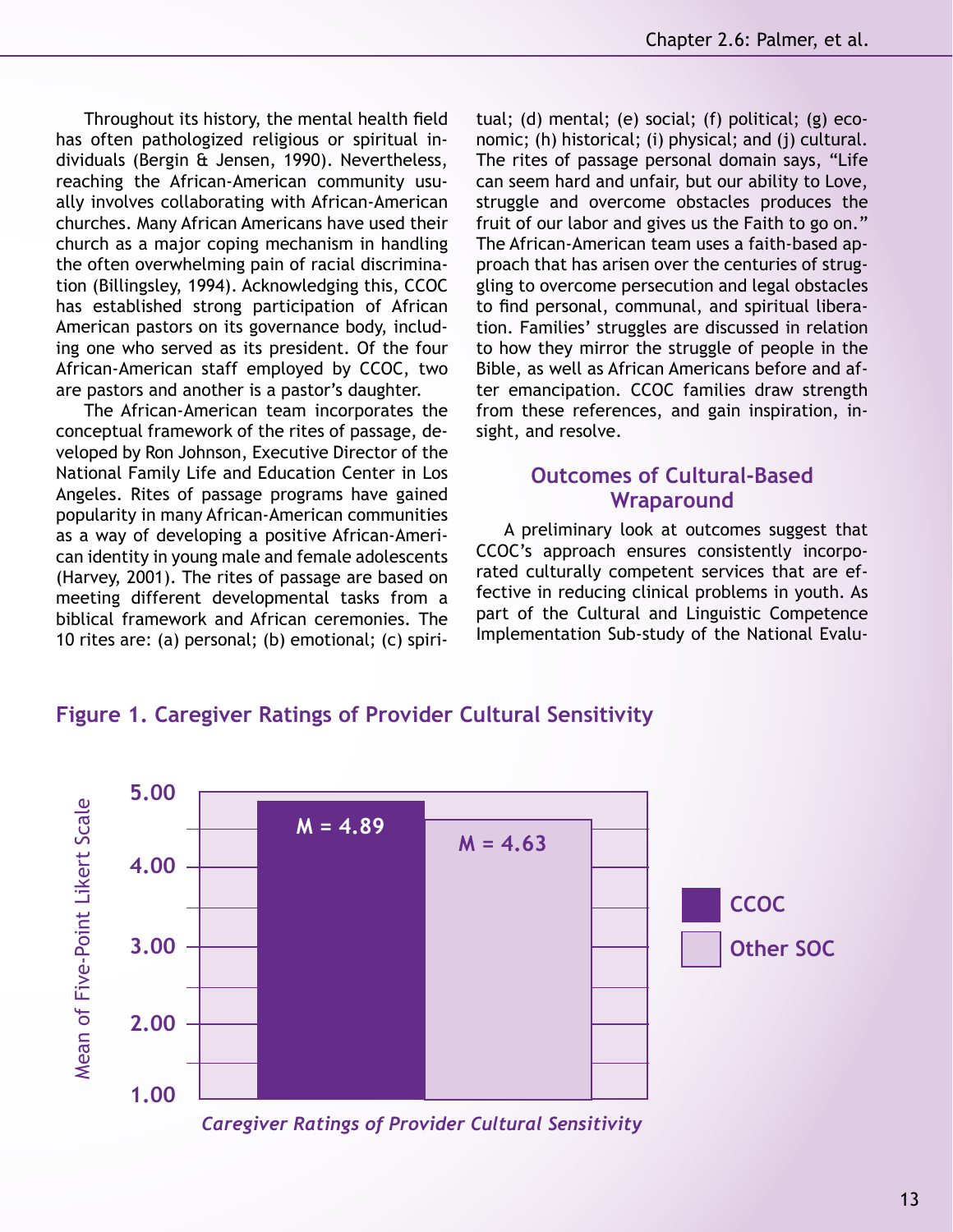Throughout its history, the mental health field has often pathologized religious or spiritual individuals (Bergin & Jensen, 1990). Nevertheless, reaching the African-American community usually involves collaborating with African-American churches. Many African Americans have used their church as a major coping mechanism in handling the often overwhelming pain of racial discrimination (Billingsley, 1994). Acknowledging this, CCOC has established strong participation of African American pastors on its governance body, including one who served as its president. Of the four African-American staff employed by CCOC, two are pastors and another is a pastor's daughter.

The African-American team incorporates the conceptual framework of the rites of passage, developed by Ron Johnson, Executive Director of the National Family Life and Education Center in Los Angeles. Rites of passage programs have gained popularity in many African-American communities as a way of developing a positive African-American identity in young male and female adolescents (Harvey, 2001). The rites of passage are based on meeting different developmental tasks from a biblical framework and African ceremonies. The 10 rites are: (a) personal; (b) emotional; (c) spiritual; (d) mental; (e) social; (f) political; (g) economic; (h) historical; (i) physical; and (j) cultural. The rites of passage personal domain says, "Life can seem hard and unfair, but our ability to Love, struggle and overcome obstacles produces the fruit of our labor and gives us the Faith to go on." The African-American team uses a faith-based approach that has arisen over the centuries of struggling to overcome persecution and legal obstacles to find personal, communal, and spiritual liberation. Families' struggles are discussed in relation to how they mirror the struggle of people in the Bible, as well as African Americans before and after emancipation. CCOC families draw strength from these references, and gain inspiration, insight, and resolve.

## Outcomes of Cultural-Based Wraparound

A preliminary look at outcomes suggest that CCOC's approach ensures consistently incorporated culturally competent services that are effective in reducing clinical problems in youth. As part of the Cultural and Linguistic Competence Implementation Sub-study of the National Evalu-

**Figure 1. Caregiver Ratings of Provider Cultural Sensitivity**

| Group | Mean of Five-Point Likert Scale |
|---|---|
| CCOC | M = 4.89 |
| Other SOC | M = 4.63 |

*Caregiver Ratings of Provider Cultural Sensitivity*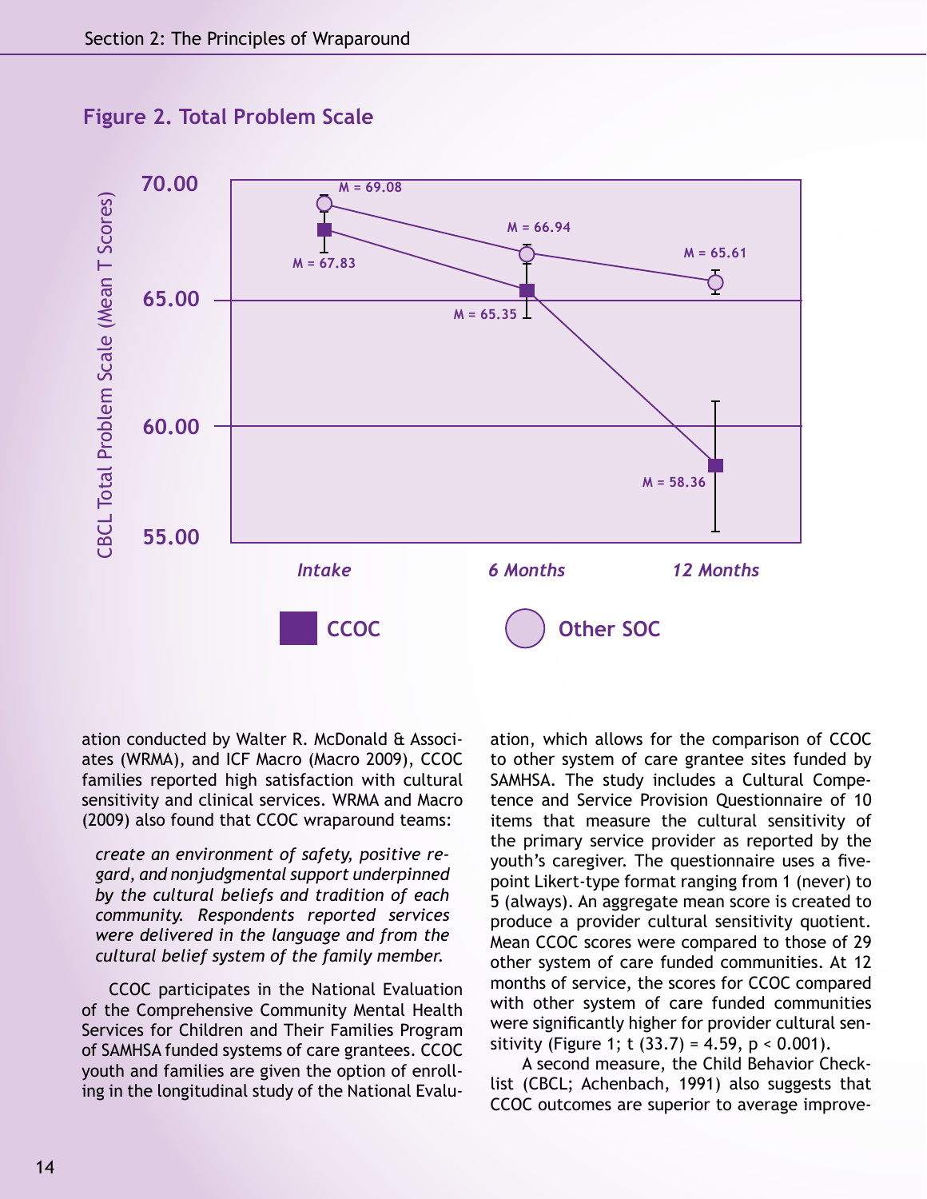**Figure 2. Total Problem Scale**

ation conducted by Walter R. McDonald & Associates (WRMA), and ICF Macro (Macro 2009), CCOC families reported high satisfaction with cultural sensitivity and clinical services. WRMA and Macro (2009) also found that CCOC wraparound teams:

> *create an environment of safety, positive regard, and nonjudgmental support underpinned by the cultural beliefs and tradition of each community. Respondents reported services were delivered in the language and from the cultural belief system of the family member.*

CCOC participates in the National Evaluation of the Comprehensive Community Mental Health Services for Children and Their Families Program of SAMHSA funded systems of care grantees. CCOC youth and families are given the option of enrolling in the longitudinal study of the National Evaluation, which allows for the comparison of CCOC to other system of care grantee sites funded by SAMHSA. The study includes a Cultural Competence and Service Provision Questionnaire of 10 items that measure the cultural sensitivity of the primary service provider as reported by the youth's caregiver. The questionnaire uses a five-point Likert-type format ranging from 1 (never) to 5 (always). An aggregate mean score is created to produce a provider cultural sensitivity quotient. Mean CCOC scores were compared to those of 29 other system of care funded communities. At 12 months of service, the scores for CCOC compared with other system of care funded communities were significantly higher for provider cultural sensitivity (Figure 1; $t\ (33.7) = 4.59$, $p < 0.001$).

A second measure, the Child Behavior Checklist (CBCL; Achenbach, 1991) also suggests that CCOC outcomes are superior to average improve-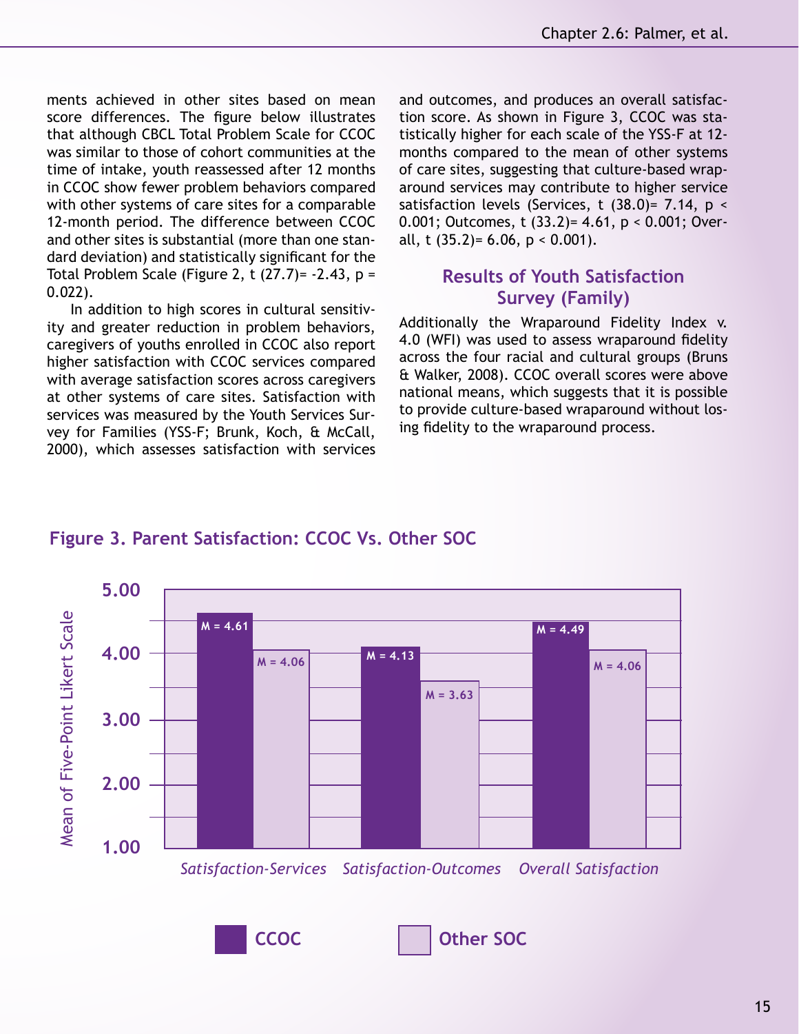ments achieved in other sites based on mean score differences. The figure below illustrates that although CBCL Total Problem Scale for CCOC was similar to those of cohort communities at the time of intake, youth reassessed after 12 months in CCOC show fewer problem behaviors compared with other systems of care sites for a comparable 12-month period. The difference between CCOC and other sites is substantial (more than one standard deviation) and statistically significant for the Total Problem Scale (Figure 2, $t\ (27.7) = -2.43$, $p = 0.022$).

In addition to high scores in cultural sensitivity and greater reduction in problem behaviors, caregivers of youths enrolled in CCOC also report higher satisfaction with CCOC services compared with average satisfaction scores across caregivers at other systems of care sites. Satisfaction with services was measured by the Youth Services Survey for Families (YSS-F; Brunk, Koch, & McCall, 2000), which assesses satisfaction with services and outcomes, and produces an overall satisfaction score. As shown in Figure 3, CCOC was statistically higher for each scale of the YSS-F at 12-months compared to the mean of other systems of care sites, suggesting that culture-based wraparound services may contribute to higher service satisfaction levels (Services, $t\ (38.0) = 7.14$, $p < 0.001$; Outcomes, $t\ (33.2) = 4.61$, $p < 0.001$; Overall, $t\ (35.2) = 6.06$, $p < 0.001$).

## Results of Youth Satisfaction Survey (Family)

Additionally the Wraparound Fidelity Index v. 4.0 (WFI) was used to assess wraparound fidelity across the four racial and cultural groups (Bruns & Walker, 2008). CCOC overall scores were above national means, which suggests that it is possible to provide culture-based wraparound without losing fidelity to the wraparound process.

**Figure 3. Parent Satisfaction: CCOC Vs. Other SOC**

Mean of Five-Point Likert Scale

| | CCOC | Other SOC |
|---|---|---|
| *Satisfaction-Services* | M = 4.61 | M = 4.06 |
| *Satisfaction-Outcomes* | M = 4.13 | M = 3.63 |
| *Overall Satisfaction* | M = 4.49 | M = 4.06 |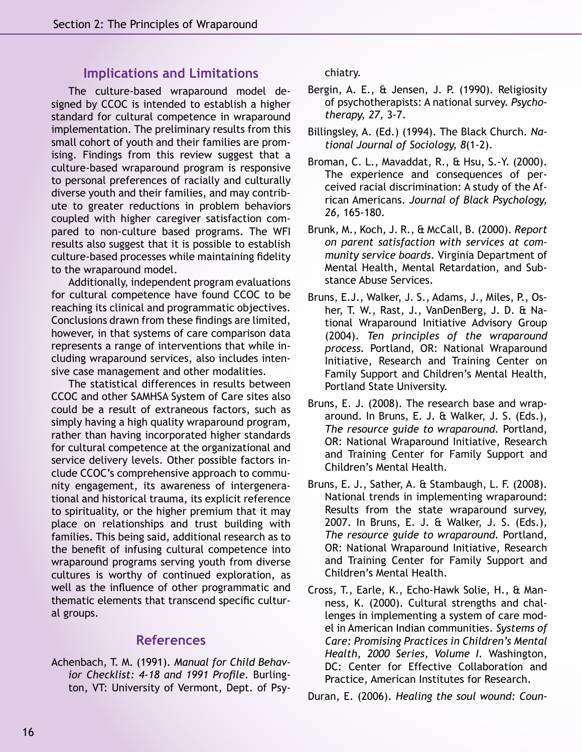## Implications and Limitations

The culture-based wraparound model designed by CCOC is intended to establish a higher standard for cultural competence in wraparound implementation. The preliminary results from this small cohort of youth and their families are promising. Findings from this review suggest that a culture-based wraparound program is responsive to personal preferences of racially and culturally diverse youth and their families, and may contribute to greater reductions in problem behaviors coupled with higher caregiver satisfaction compared to non-culture based programs. The WFI results also suggest that it is possible to establish culture-based processes while maintaining fidelity to the wraparound model.

Additionally, independent program evaluations for cultural competence have found CCOC to be reaching its clinical and programmatic objectives. Conclusions drawn from these findings are limited, however, in that systems of care comparison data represents a range of interventions that while including wraparound services, also includes intensive case management and other modalities.

The statistical differences in results between CCOC and other SAMHSA System of Care sites also could be a result of extraneous factors, such as simply having a high quality wraparound program, rather than having incorporated higher standards for cultural competence at the organizational and service delivery levels. Other possible factors include CCOC's comprehensive approach to community engagement, its awareness of intergenerational and historical trauma, its explicit reference to spirituality, or the higher premium that it may place on relationships and trust building with families. This being said, additional research as to the benefit of infusing cultural competence into wraparound programs serving youth from diverse cultures is worthy of continued exploration, as well as the influence of other programmatic and thematic elements that transcend specific cultural groups.

## References

Achenbach, T. M. (1991). *Manual for Child Behavior Checklist: 4-18 and 1991 Profile.* Burlington, VT: University of Vermont, Dept. of Psychiatry.

Bergin, A. E., & Jensen, J. P. (1990). Religiosity of psychotherapists: A national survey. *Psychotherapy, 27,* 3-7.

Billingsley, A. (Ed.) (1994). The Black Church. *National Journal of Sociology, 8*(1-2).

Broman, C. L., Mavaddat, R., & Hsu, S.-Y. (2000). The experience and consequences of perceived racial discrimination: A study of the African Americans. *Journal of Black Psychology, 26,* 165-180.

Brunk, M., Koch, J. R., & McCall, B. (2000). *Report on parent satisfaction with services at community service boards.* Virginia Department of Mental Health, Mental Retardation, and Substance Abuse Services.

Bruns, E.J., Walker, J. S., Adams, J., Miles, P., Osher, T. W., Rast, J., VanDenBerg, J. D. & National Wraparound Initiative Advisory Group (2004). *Ten principles of the wraparound process.* Portland, OR: National Wraparound Initiative, Research and Training Center on Family Support and Children's Mental Health, Portland State University.

Bruns, E. J. (2008). The research base and wraparound. In Bruns, E. J. & Walker, J. S. (Eds.), *The resource guide to wraparound.* Portland, OR: National Wraparound Initiative, Research and Training Center for Family Support and Children's Mental Health.

Bruns, E. J., Sather, A. & Stambaugh, L. F. (2008). National trends in implementing wraparound: Results from the state wraparound survey, 2007. In Bruns, E. J. & Walker, J. S. (Eds.), *The resource guide to wraparound.* Portland, OR: National Wraparound Initiative, Research and Training Center for Family Support and Children's Mental Health.

Cross, T., Earle, K., Echo-Hawk Solie, H., & Manness, K. (2000). Cultural strengths and challenges in implementing a system of care model in American Indian communities. *Systems of Care: Promising Practices in Children's Mental Health, 2000 Series, Volume I.* Washington, DC: Center for Effective Collaboration and Practice, American Institutes for Research.

Duran, E. (2006). *Healing the soul wound: Coun-*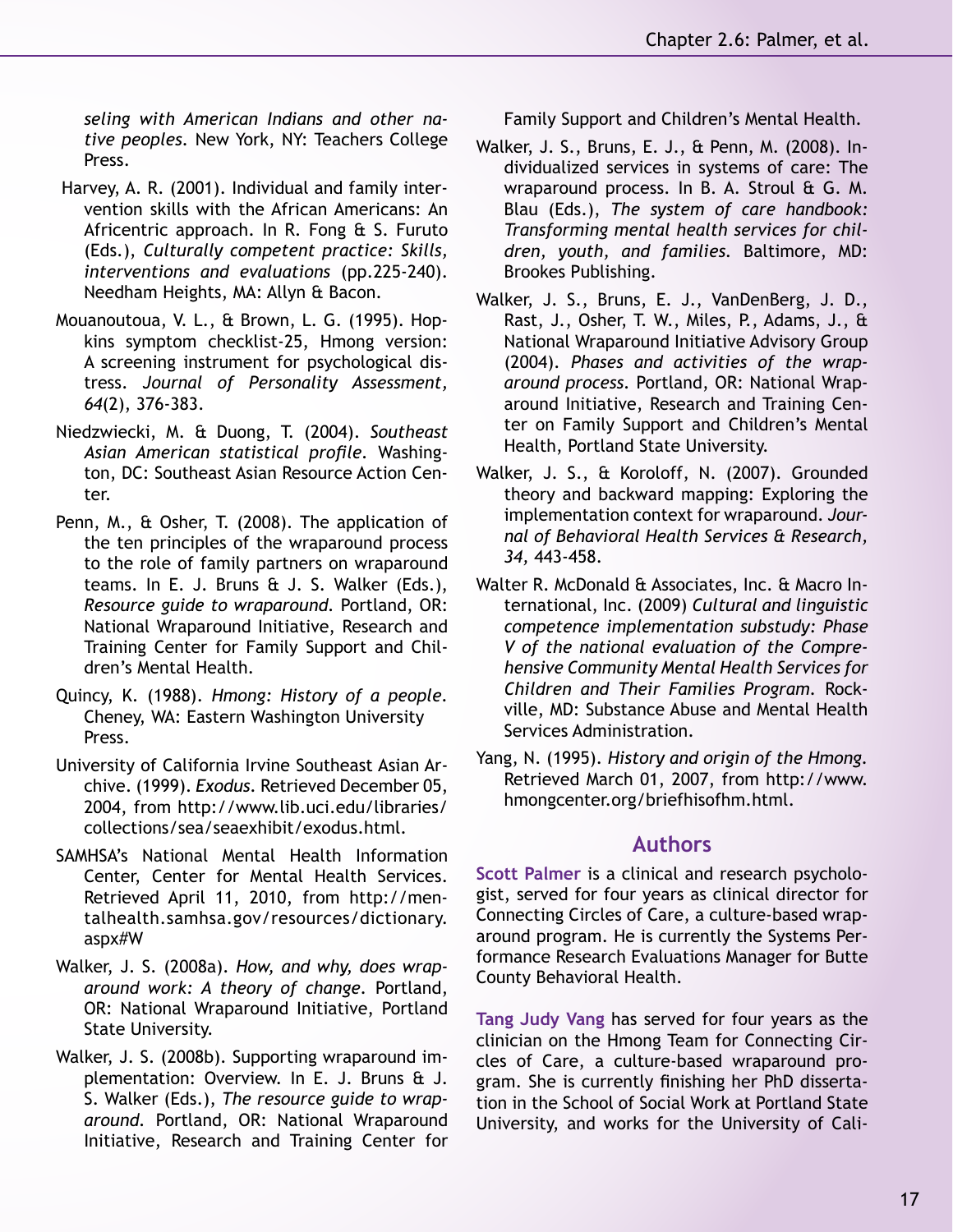*seling with American Indians and other native peoples*. New York, NY: Teachers College Press.

Harvey, A. R. (2001). Individual and family intervention skills with the African Americans: An Africentric approach. In R. Fong & S. Furuto (Eds.), *Culturally competent practice: Skills, interventions and evaluations* (pp.225-240). Needham Heights, MA: Allyn & Bacon.

Mouanoutoua, V. L., & Brown, L. G. (1995). Hopkins symptom checklist-25, Hmong version: A screening instrument for psychological distress. *Journal of Personality Assessment, 64*(2), 376-383.

Niedzwiecki, M. & Duong, T. (2004). *Southeast Asian American statistical profile*. Washington, DC: Southeast Asian Resource Action Center.

Penn, M., & Osher, T. (2008). The application of the ten principles of the wraparound process to the role of family partners on wraparound teams. In E. J. Bruns & J. S. Walker (Eds.), *Resource guide to wraparound*. Portland, OR: National Wraparound Initiative, Research and Training Center for Family Support and Children's Mental Health.

Quincy, K. (1988). *Hmong: History of a people*. Cheney, WA: Eastern Washington University Press.

University of California Irvine Southeast Asian Archive. (1999). *Exodus*. Retrieved December 05, 2004, from http://www.lib.uci.edu/libraries/collections/sea/seaexhibit/exodus.html.

SAMHSA's National Mental Health Information Center, Center for Mental Health Services. Retrieved April 11, 2010, from http://mentalhealth.samhsa.gov/resources/dictionary.aspx#W

Walker, J. S. (2008a). *How, and why, does wraparound work: A theory of change*. Portland, OR: National Wraparound Initiative, Portland State University.

Walker, J. S. (2008b). Supporting wraparound implementation: Overview. In E. J. Bruns & J. S. Walker (Eds.), *The resource guide to wraparound*. Portland, OR: National Wraparound Initiative, Research and Training Center for Family Support and Children's Mental Health.

Walker, J. S., Bruns, E. J., & Penn, M. (2008). Individualized services in systems of care: The wraparound process. In B. A. Stroul & G. M. Blau (Eds.), *The system of care handbook: Transforming mental health services for children, youth, and families*. Baltimore, MD: Brookes Publishing.

Walker, J. S., Bruns, E. J., VanDenBerg, J. D., Rast, J., Osher, T. W., Miles, P., Adams, J., & National Wraparound Initiative Advisory Group (2004). *Phases and activities of the wraparound process*. Portland, OR: National Wraparound Initiative, Research and Training Center on Family Support and Children's Mental Health, Portland State University.

Walker, J. S., & Koroloff, N. (2007). Grounded theory and backward mapping: Exploring the implementation context for wraparound. *Journal of Behavioral Health Services & Research, 34*, 443-458.

Walter R. McDonald & Associates, Inc. & Macro International, Inc. (2009) *Cultural and linguistic competence implementation substudy: Phase V of the national evaluation of the Comprehensive Community Mental Health Services for Children and Their Families Program*. Rockville, MD: Substance Abuse and Mental Health Services Administration.

Yang, N. (1995). *History and origin of the Hmong*. Retrieved March 01, 2007, from http://www.hmongcenter.org/briefhisofhm.html.

## Authors

**Scott Palmer** is a clinical and research psychologist, served for four years as clinical director for Connecting Circles of Care, a culture-based wraparound program. He is currently the Systems Performance Research Evaluations Manager for Butte County Behavioral Health.

**Tang Judy Vang** has served for four years as the clinician on the Hmong Team for Connecting Circles of Care, a culture-based wraparound program. She is currently finishing her PhD dissertation in the School of Social Work at Portland State University, and works for the University of Cali-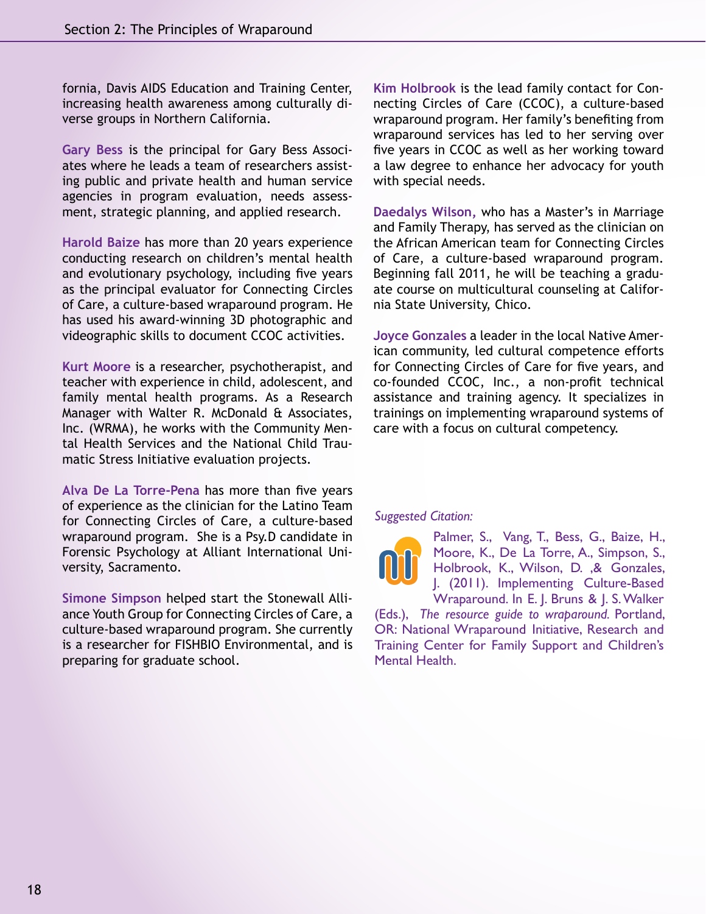fornia, Davis AIDS Education and Training Center, increasing health awareness among culturally diverse groups in Northern California.

**Gary Bess** is the principal for Gary Bess Associates where he leads a team of researchers assisting public and private health and human service agencies in program evaluation, needs assessment, strategic planning, and applied research.

**Harold Baize** has more than 20 years experience conducting research on children's mental health and evolutionary psychology, including five years as the principal evaluator for Connecting Circles of Care, a culture-based wraparound program. He has used his award-winning 3D photographic and videographic skills to document CCOC activities.

**Kurt Moore** is a researcher, psychotherapist, and teacher with experience in child, adolescent, and family mental health programs. As a Research Manager with Walter R. McDonald & Associates, Inc. (WRMA), he works with the Community Mental Health Services and the National Child Traumatic Stress Initiative evaluation projects.

**Alva De La Torre-Pena** has more than five years of experience as the clinician for the Latino Team for Connecting Circles of Care, a culture-based wraparound program. She is a Psy.D candidate in Forensic Psychology at Alliant International University, Sacramento.

**Simone Simpson** helped start the Stonewall Alliance Youth Group for Connecting Circles of Care, a culture-based wraparound program. She currently is a researcher for FISHBIO Environmental, and is preparing for graduate school.

**Kim Holbrook** is the lead family contact for Connecting Circles of Care (CCOC), a culture-based wraparound program. Her family's benefiting from wraparound services has led to her serving over five years in CCOC as well as her working toward a law degree to enhance her advocacy for youth with special needs.

**Daedalys Wilson,** who has a Master's in Marriage and Family Therapy, has served as the clinician on the African American team for Connecting Circles of Care, a culture-based wraparound program. Beginning fall 2011, he will be teaching a graduate course on multicultural counseling at California State University, Chico.

**Joyce Gonzales** a leader in the local Native American community, led cultural competence efforts for Connecting Circles of Care for five years, and co-founded CCOC, Inc., a non-profit technical assistance and training agency. It specializes in trainings on implementing wraparound systems of care with a focus on cultural competency.

*Suggested Citation:*

Palmer, S., Vang, T., Bess, G., Baize, H., Moore, K., De La Torre, A., Simpson, S., Holbrook, K., Wilson, D. ,& Gonzales, J. (2011). Implementing Culture-Based Wraparound. In E. J. Bruns & J. S. Walker (Eds.), *The resource guide to wraparound.* Portland, OR: National Wraparound Initiative, Research and Training Center for Family Support and Children's Mental Health.